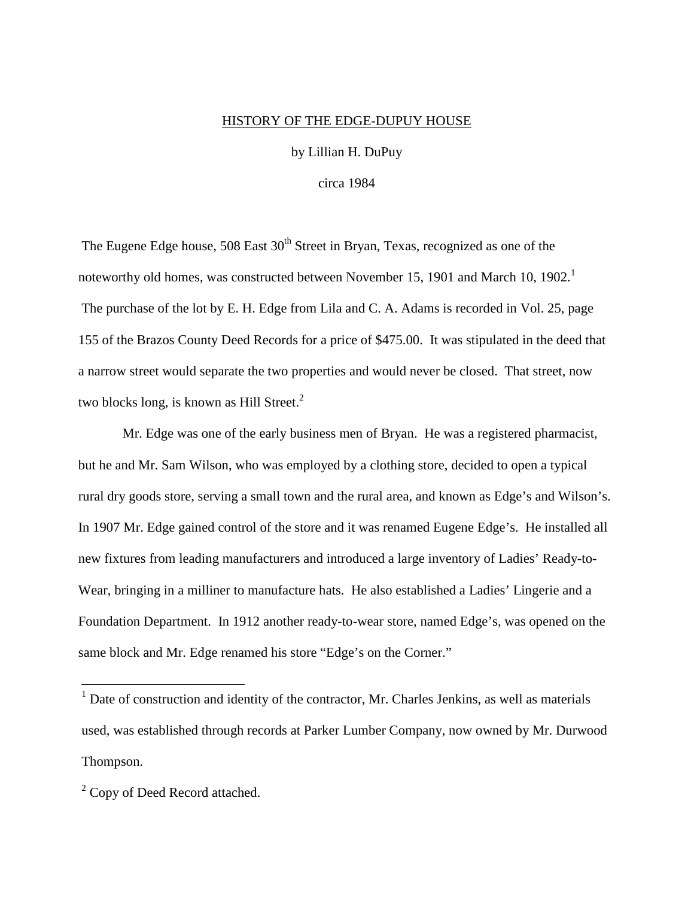# HISTORY OF THE EDGE-DUPUY HOUSE

by Lillian H. DuPuy

circa 1984

The Eugene Edge house, 508 East 30th Street in Bryan, Texas, recognized as one of the noteworthy old homes, was constructed between November 15, 1901 and March 10, 1902.[1] The purchase of the lot by E. H. Edge from Lila and C. A. Adams is recorded in Vol. 25, page 155 of the Brazos County Deed Records for a price of $475.00. It was stipulated in the deed that a narrow street would separate the two properties and would never be closed. That street, now two blocks long, is known as Hill Street.[2]

Mr. Edge was one of the early business men of Bryan. He was a registered pharmacist, but he and Mr. Sam Wilson, who was employed by a clothing store, decided to open a typical rural dry goods store, serving a small town and the rural area, and known as Edge's and Wilson's. In 1907 Mr. Edge gained control of the store and it was renamed Eugene Edge's. He installed all new fixtures from leading manufacturers and introduced a large inventory of Ladies' Ready-to-Wear, bringing in a milliner to manufacture hats. He also established a Ladies' Lingerie and a Foundation Department. In 1912 another ready-to-wear store, named Edge's, was opened on the same block and Mr. Edge renamed his store "Edge's on the Corner."

---

[1] Date of construction and identity of the contractor, Mr. Charles Jenkins, as well as materials used, was established through records at Parker Lumber Company, now owned by Mr. Durwood Thompson.

[2] Copy of Deed Record attached.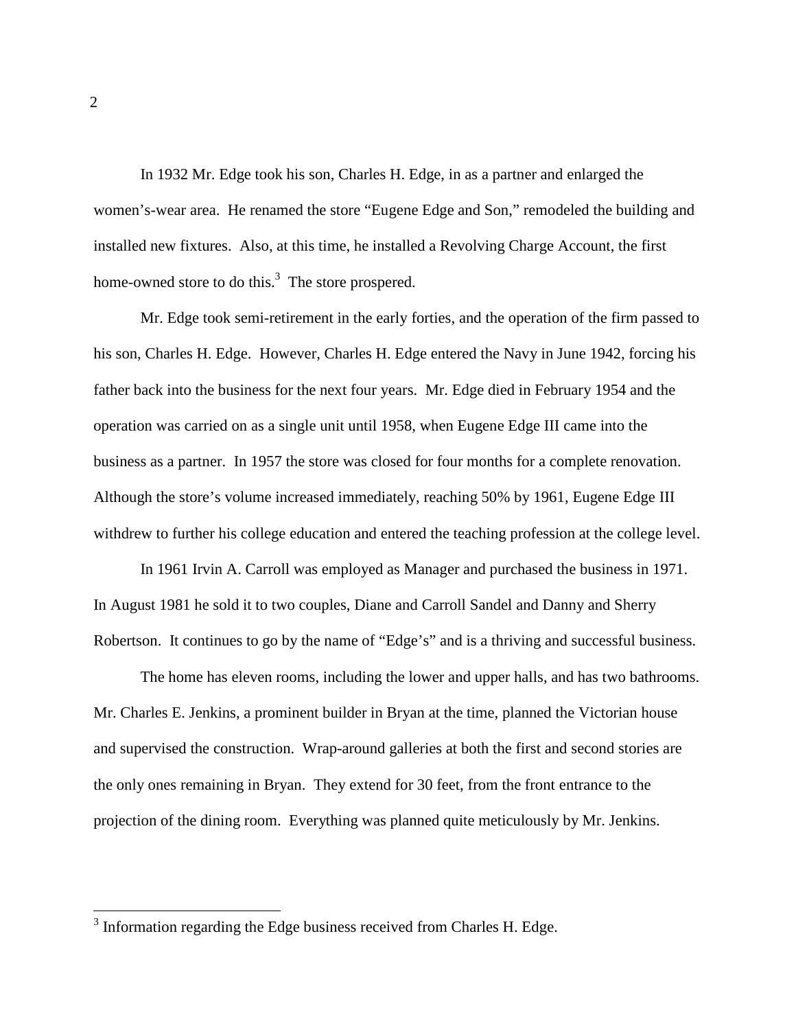In 1932 Mr. Edge took his son, Charles H. Edge, in as a partner and enlarged the women's-wear area. He renamed the store "Eugene Edge and Son," remodeled the building and installed new fixtures. Also, at this time, he installed a Revolving Charge Account, the first home-owned store to do this.[3] The store prospered.

Mr. Edge took semi-retirement in the early forties, and the operation of the firm passed to his son, Charles H. Edge. However, Charles H. Edge entered the Navy in June 1942, forcing his father back into the business for the next four years. Mr. Edge died in February 1954 and the operation was carried on as a single unit until 1958, when Eugene Edge III came into the business as a partner. In 1957 the store was closed for four months for a complete renovation. Although the store's volume increased immediately, reaching 50% by 1961, Eugene Edge III withdrew to further his college education and entered the teaching profession at the college level.

In 1961 Irvin A. Carroll was employed as Manager and purchased the business in 1971. In August 1981 he sold it to two couples, Diane and Carroll Sandel and Danny and Sherry Robertson. It continues to go by the name of "Edge's" and is a thriving and successful business.

The home has eleven rooms, including the lower and upper halls, and has two bathrooms. Mr. Charles E. Jenkins, a prominent builder in Bryan at the time, planned the Victorian house and supervised the construction. Wrap-around galleries at both the first and second stories are the only ones remaining in Bryan. They extend for 30 feet, from the front entrance to the projection of the dining room. Everything was planned quite meticulously by Mr. Jenkins.

---

[3] Information regarding the Edge business received from Charles H. Edge.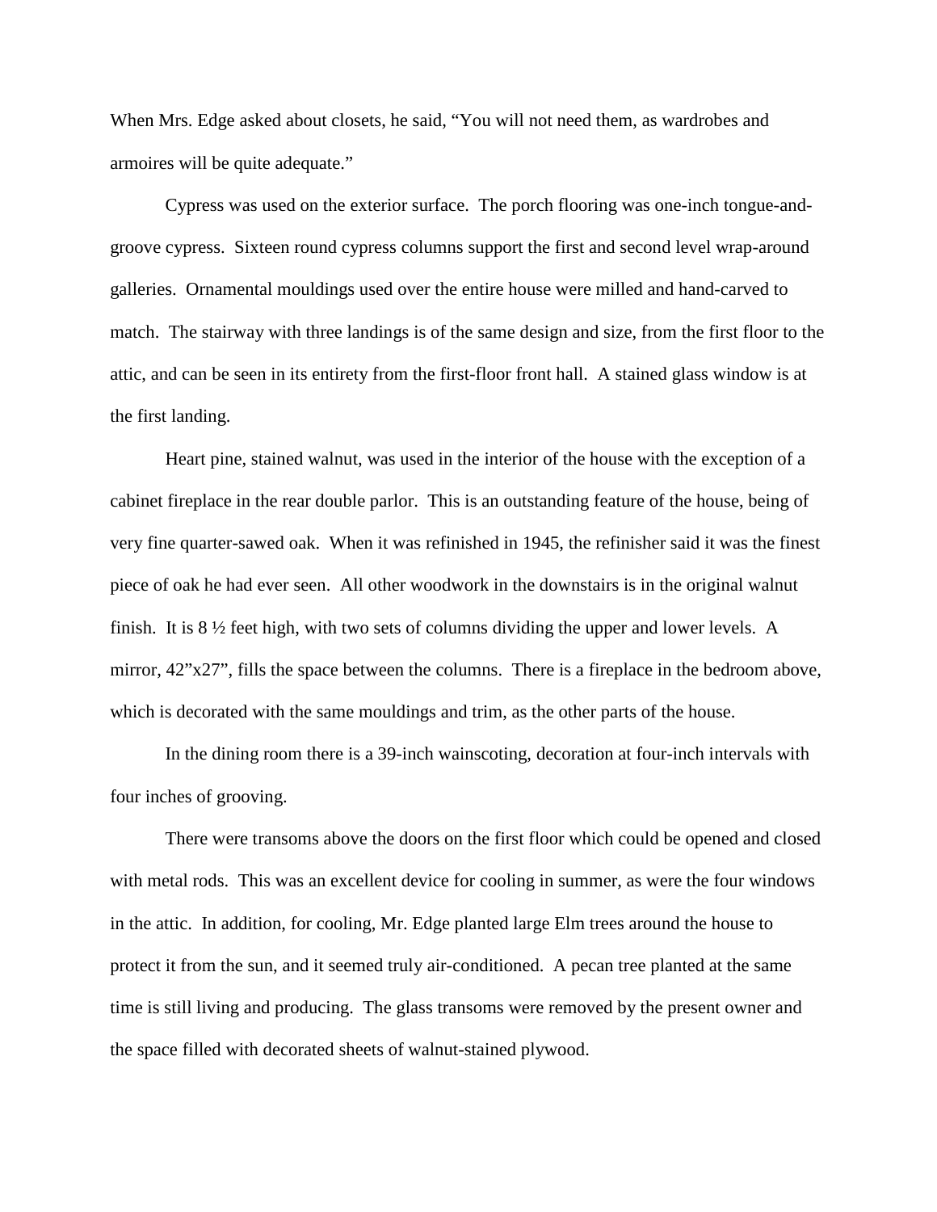When Mrs. Edge asked about closets, he said, “You will not need them, as wardrobes and armoires will be quite adequate.”

Cypress was used on the exterior surface. The porch flooring was one-inch tongue-and-groove cypress. Sixteen round cypress columns support the first and second level wrap-around galleries. Ornamental mouldings used over the entire house were milled and hand-carved to match. The stairway with three landings is of the same design and size, from the first floor to the attic, and can be seen in its entirety from the first-floor front hall. A stained glass window is at the first landing.

Heart pine, stained walnut, was used in the interior of the house with the exception of a cabinet fireplace in the rear double parlor. This is an outstanding feature of the house, being of very fine quarter-sawed oak. When it was refinished in 1945, the refinisher said it was the finest piece of oak he had ever seen. All other woodwork in the downstairs is in the original walnut finish. It is 8 ½ feet high, with two sets of columns dividing the upper and lower levels. A mirror, 42”x27”, fills the space between the columns. There is a fireplace in the bedroom above, which is decorated with the same mouldings and trim, as the other parts of the house.

In the dining room there is a 39-inch wainscoting, decoration at four-inch intervals with four inches of grooving.

There were transoms above the doors on the first floor which could be opened and closed with metal rods. This was an excellent device for cooling in summer, as were the four windows in the attic. In addition, for cooling, Mr. Edge planted large Elm trees around the house to protect it from the sun, and it seemed truly air-conditioned. A pecan tree planted at the same time is still living and producing. The glass transoms were removed by the present owner and the space filled with decorated sheets of walnut-stained plywood.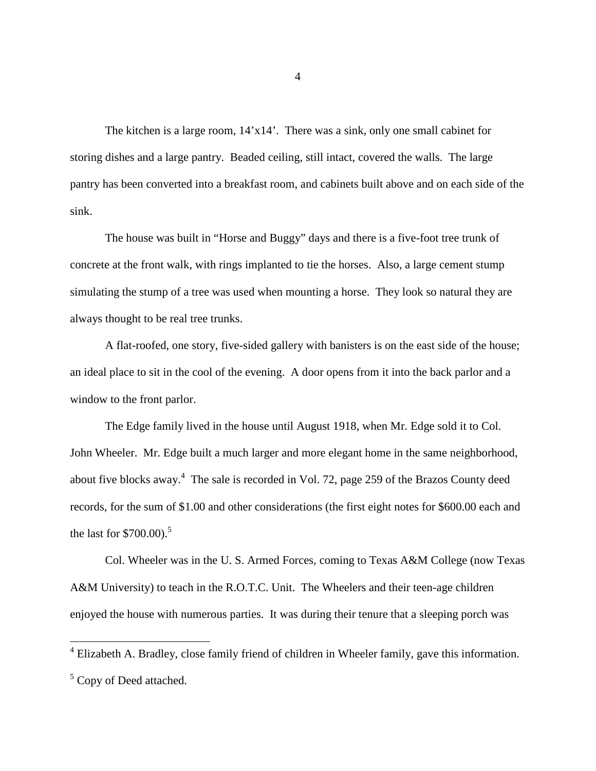The kitchen is a large room, 14'x14'. There was a sink, only one small cabinet for storing dishes and a large pantry. Beaded ceiling, still intact, covered the walls. The large pantry has been converted into a breakfast room, and cabinets built above and on each side of the sink.

The house was built in "Horse and Buggy" days and there is a five-foot tree trunk of concrete at the front walk, with rings implanted to tie the horses. Also, a large cement stump simulating the stump of a tree was used when mounting a horse. They look so natural they are always thought to be real tree trunks.

A flat-roofed, one story, five-sided gallery with banisters is on the east side of the house; an ideal place to sit in the cool of the evening. A door opens from it into the back parlor and a window to the front parlor.

The Edge family lived in the house until August 1918, when Mr. Edge sold it to Col. John Wheeler. Mr. Edge built a much larger and more elegant home in the same neighborhood, about five blocks away.[4] The sale is recorded in Vol. 72, page 259 of the Brazos County deed records, for the sum of $1.00 and other considerations (the first eight notes for $600.00 each and the last for $700.00).[5]

Col. Wheeler was in the U. S. Armed Forces, coming to Texas A&M College (now Texas A&M University) to teach in the R.O.T.C. Unit. The Wheelers and their teen-age children enjoyed the house with numerous parties. It was during their tenure that a sleeping porch was

---

[4] Elizabeth A. Bradley, close family friend of children in Wheeler family, gave this information.

[5] Copy of Deed attached.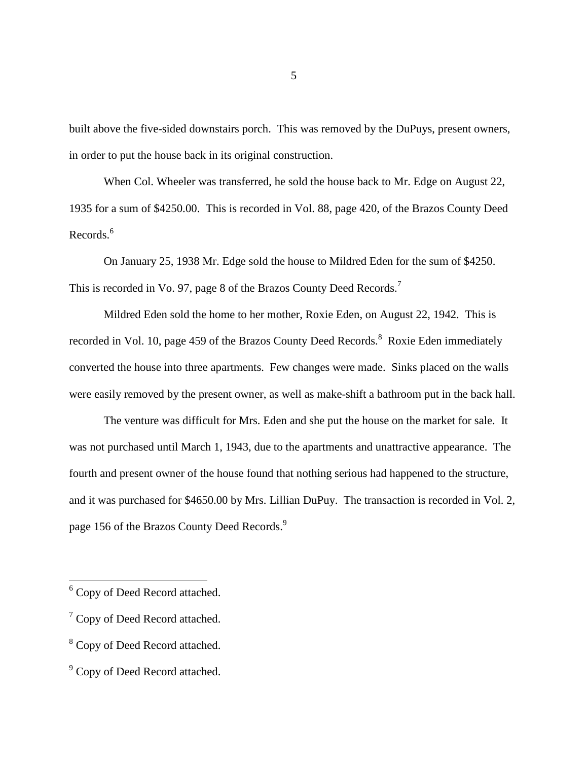built above the five-sided downstairs porch. This was removed by the DuPuys, present owners, in order to put the house back in its original construction.

When Col. Wheeler was transferred, he sold the house back to Mr. Edge on August 22, 1935 for a sum of $4250.00. This is recorded in Vol. 88, page 420, of the Brazos County Deed Records.[6]

On January 25, 1938 Mr. Edge sold the house to Mildred Eden for the sum of $4250. This is recorded in Vo. 97, page 8 of the Brazos County Deed Records.[7]

Mildred Eden sold the home to her mother, Roxie Eden, on August 22, 1942. This is recorded in Vol. 10, page 459 of the Brazos County Deed Records.[8] Roxie Eden immediately converted the house into three apartments. Few changes were made. Sinks placed on the walls were easily removed by the present owner, as well as make-shift a bathroom put in the back hall.

The venture was difficult for Mrs. Eden and she put the house on the market for sale. It was not purchased until March 1, 1943, due to the apartments and unattractive appearance. The fourth and present owner of the house found that nothing serious had happened to the structure, and it was purchased for $4650.00 by Mrs. Lillian DuPuy. The transaction is recorded in Vol. 2, page 156 of the Brazos County Deed Records.[9]

---

[6] Copy of Deed Record attached.

[7] Copy of Deed Record attached.

[8] Copy of Deed Record attached.

[9] Copy of Deed Record attached.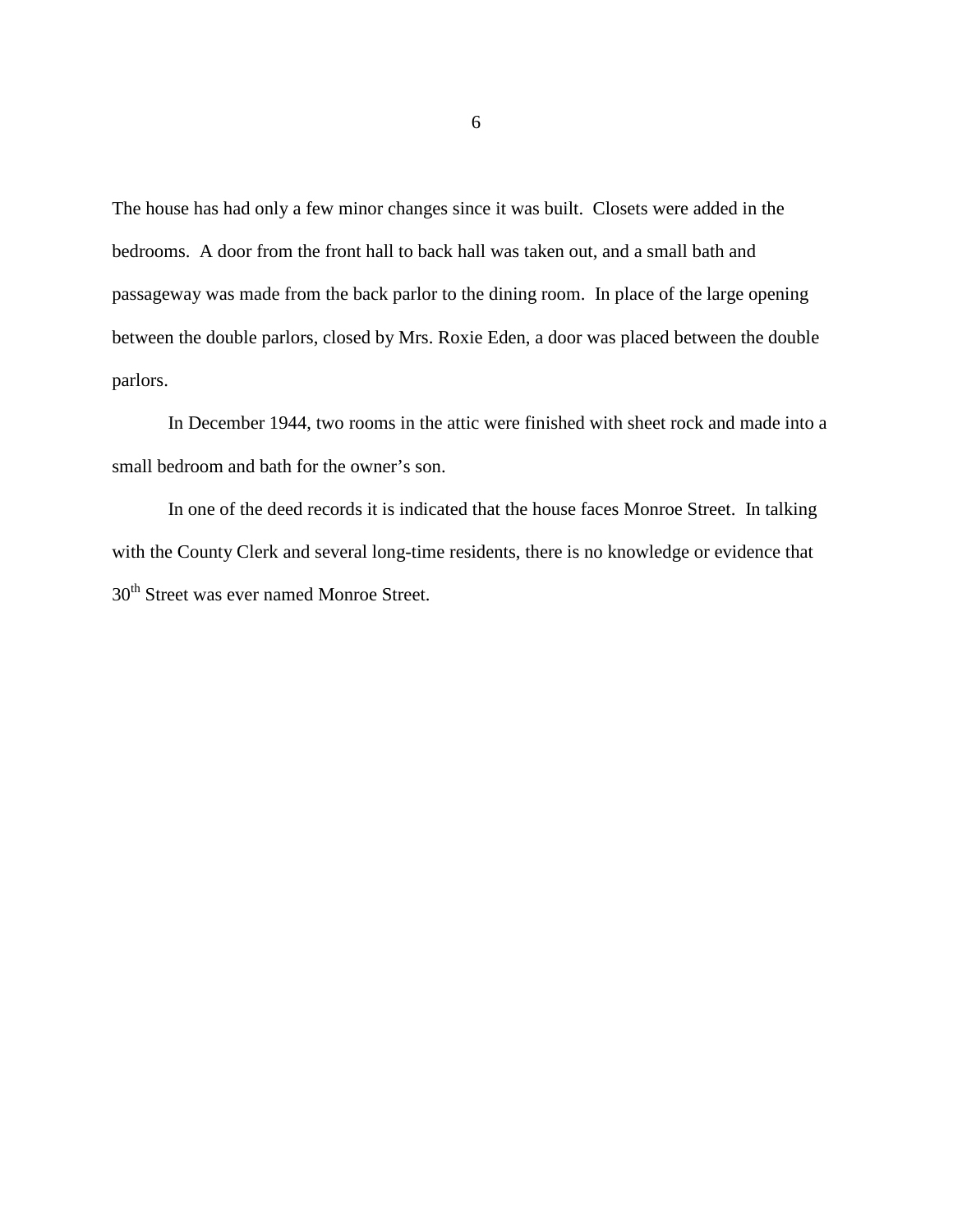The house has had only a few minor changes since it was built. Closets were added in the bedrooms. A door from the front hall to back hall was taken out, and a small bath and passageway was made from the back parlor to the dining room. In place of the large opening between the double parlors, closed by Mrs. Roxie Eden, a door was placed between the double parlors.

In December 1944, two rooms in the attic were finished with sheet rock and made into a small bedroom and bath for the owner's son.

In one of the deed records it is indicated that the house faces Monroe Street. In talking with the County Clerk and several long-time residents, there is no knowledge or evidence that 30th Street was ever named Monroe Street.